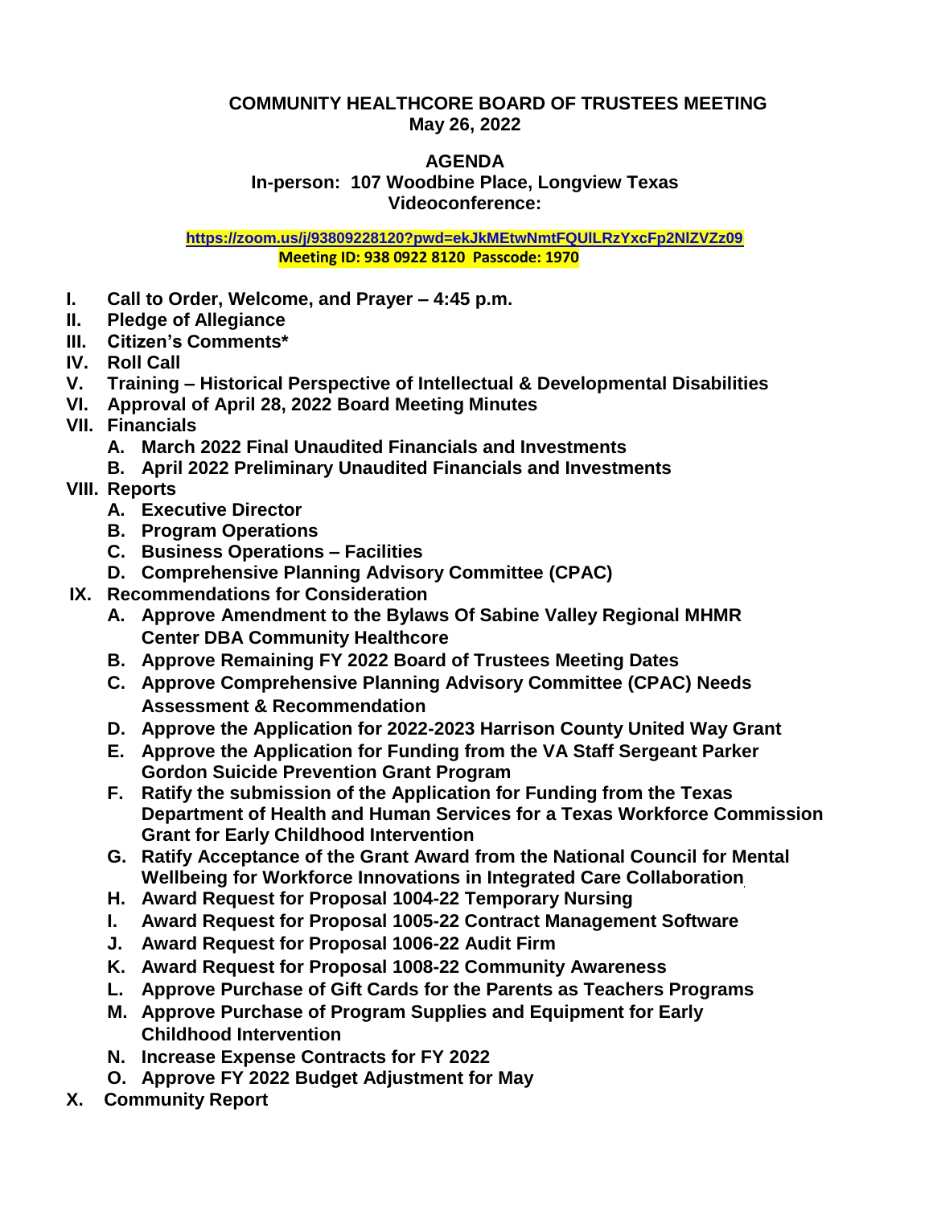**COMMUNITY HEALTHCORE BOARD OF TRUSTEES MEETING**
**May 26, 2022**

**AGENDA**
**In-person: 107 Woodbine Place, Longview Texas**
**Videoconference:**

**https://zoom.us/j/93809228120?pwd=ekJkMEtwNmtFQUlLRzYxcFp2NlZVZz09**
**Meeting ID: 938 0922 8120 Passcode: 1970**

- **I. Call to Order, Welcome, and Prayer – 4:45 p.m.**
- **II. Pledge of Allegiance**
- **III. Citizen's Comments***
- **IV. Roll Call**
- **V. Training – Historical Perspective of Intellectual & Developmental Disabilities**
- **VI. Approval of April 28, 2022 Board Meeting Minutes**
- **VII. Financials**
  - **A. March 2022 Final Unaudited Financials and Investments**
  - **B. April 2022 Preliminary Unaudited Financials and Investments**
- **VIII. Reports**
  - **A. Executive Director**
  - **B. Program Operations**
  - **C. Business Operations – Facilities**
  - **D. Comprehensive Planning Advisory Committee (CPAC)**
- **IX. Recommendations for Consideration**
  - **A. Approve Amendment to the Bylaws Of Sabine Valley Regional MHMR Center DBA Community Healthcore**
  - **B. Approve Remaining FY 2022 Board of Trustees Meeting Dates**
  - **C. Approve Comprehensive Planning Advisory Committee (CPAC) Needs Assessment & Recommendation**
  - **D. Approve the Application for 2022-2023 Harrison County United Way Grant**
  - **E. Approve the Application for Funding from the VA Staff Sergeant Parker Gordon Suicide Prevention Grant Program**
  - **F. Ratify the submission of the Application for Funding from the Texas Department of Health and Human Services for a Texas Workforce Commission Grant for Early Childhood Intervention**
  - **G. Ratify Acceptance of the Grant Award from the National Council for Mental Wellbeing for Workforce Innovations in Integrated Care Collaboration**
  - **H. Award Request for Proposal 1004-22 Temporary Nursing**
  - **I. Award Request for Proposal 1005-22 Contract Management Software**
  - **J. Award Request for Proposal 1006-22 Audit Firm**
  - **K. Award Request for Proposal 1008-22 Community Awareness**
  - **L. Approve Purchase of Gift Cards for the Parents as Teachers Programs**
  - **M. Approve Purchase of Program Supplies and Equipment for Early Childhood Intervention**
  - **N. Increase Expense Contracts for FY 2022**
  - **O. Approve FY 2022 Budget Adjustment for May**
- **X. Community Report**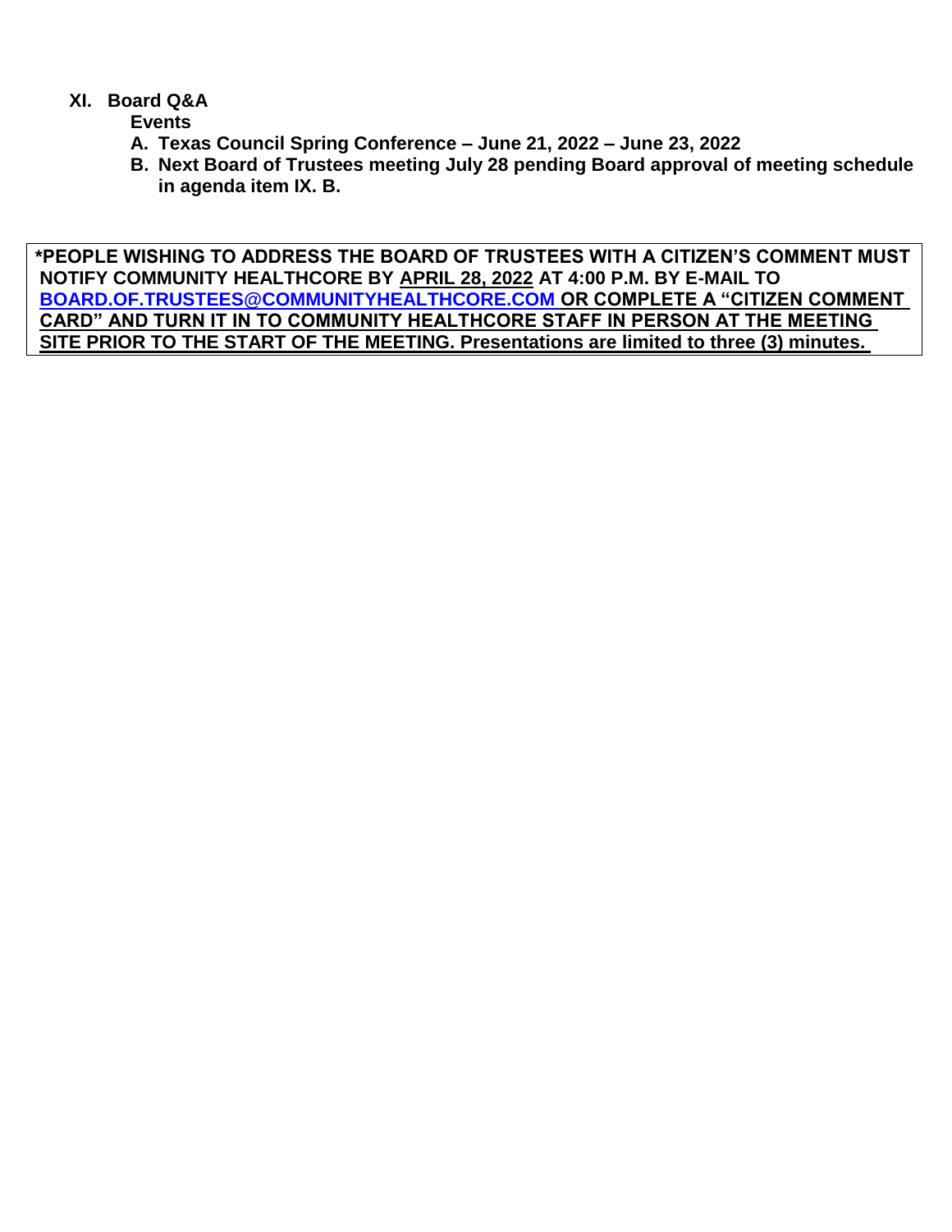**XI. Board Q&A**

**Events**

**A. Texas Council Spring Conference – June 21, 2022 – June 23, 2022**

**B. Next Board of Trustees meeting July 28 pending Board approval of meeting schedule in agenda item IX. B.**

**\*PEOPLE WISHING TO ADDRESS THE BOARD OF TRUSTEES WITH A CITIZEN'S COMMENT MUST NOTIFY COMMUNITY HEALTHCORE BY APRIL 28, 2022 AT 4:00 P.M. BY E-MAIL TO BOARD.OF.TRUSTEES@COMMUNITYHEALTHCORE.COM OR COMPLETE A "CITIZEN COMMENT CARD" AND TURN IT IN TO COMMUNITY HEALTHCORE STAFF IN PERSON AT THE MEETING SITE PRIOR TO THE START OF THE MEETING. Presentations are limited to three (3) minutes.**